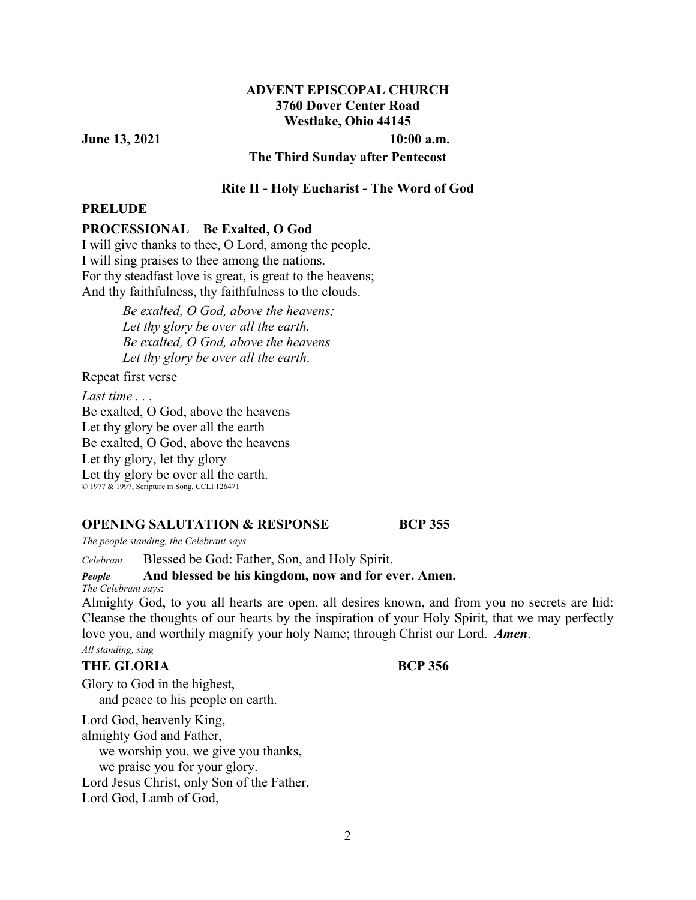**ADVENT EPISCOPAL CHURCH**
**3760 Dover Center Road**
**Westlake, Ohio 44145**

**June 13, 2021** **10:00 a.m.**

**The Third Sunday after Pentecost**

**Rite II - Holy Eucharist - The Word of God**

**PRELUDE**

**PROCESSIONAL Be Exalted, O God**

I will give thanks to thee, O Lord, among the people.
I will sing praises to thee among the nations.
For thy steadfast love is great, is great to the heavens;
And thy faithfulness, thy faithfulness to the clouds.

> *Be exalted, O God, above the heavens;*
> *Let thy glory be over all the earth.*
> *Be exalted, O God, above the heavens*
> *Let thy glory be over all the earth.*

Repeat first verse

*Last time . . .*
Be exalted, O God, above the heavens
Let thy glory be over all the earth
Be exalted, O God, above the heavens
Let thy glory, let thy glory
Let thy glory be over all the earth.
© 1977 & 1997, Scripture in Song, CCLI 126471

**OPENING SALUTATION & RESPONSE BCP 355**

*The people standing, the Celebrant says*

*Celebrant* Blessed be God: Father, Son, and Holy Spirit.
***People*** **And blessed be his kingdom, now and for ever. Amen.**

*The Celebrant says*:
Almighty God, to you all hearts are open, all desires known, and from you no secrets are hid: Cleanse the thoughts of our hearts by the inspiration of your Holy Spirit, that we may perfectly love you, and worthily magnify your holy Name; through Christ our Lord. ***Amen***.

*All standing, sing*

**THE GLORIA BCP 356**

Glory to God in the highest,
  and peace to his people on earth.

Lord God, heavenly King,
almighty God and Father,
  we worship you, we give you thanks,
  we praise you for your glory.
Lord Jesus Christ, only Son of the Father,
Lord God, Lamb of God,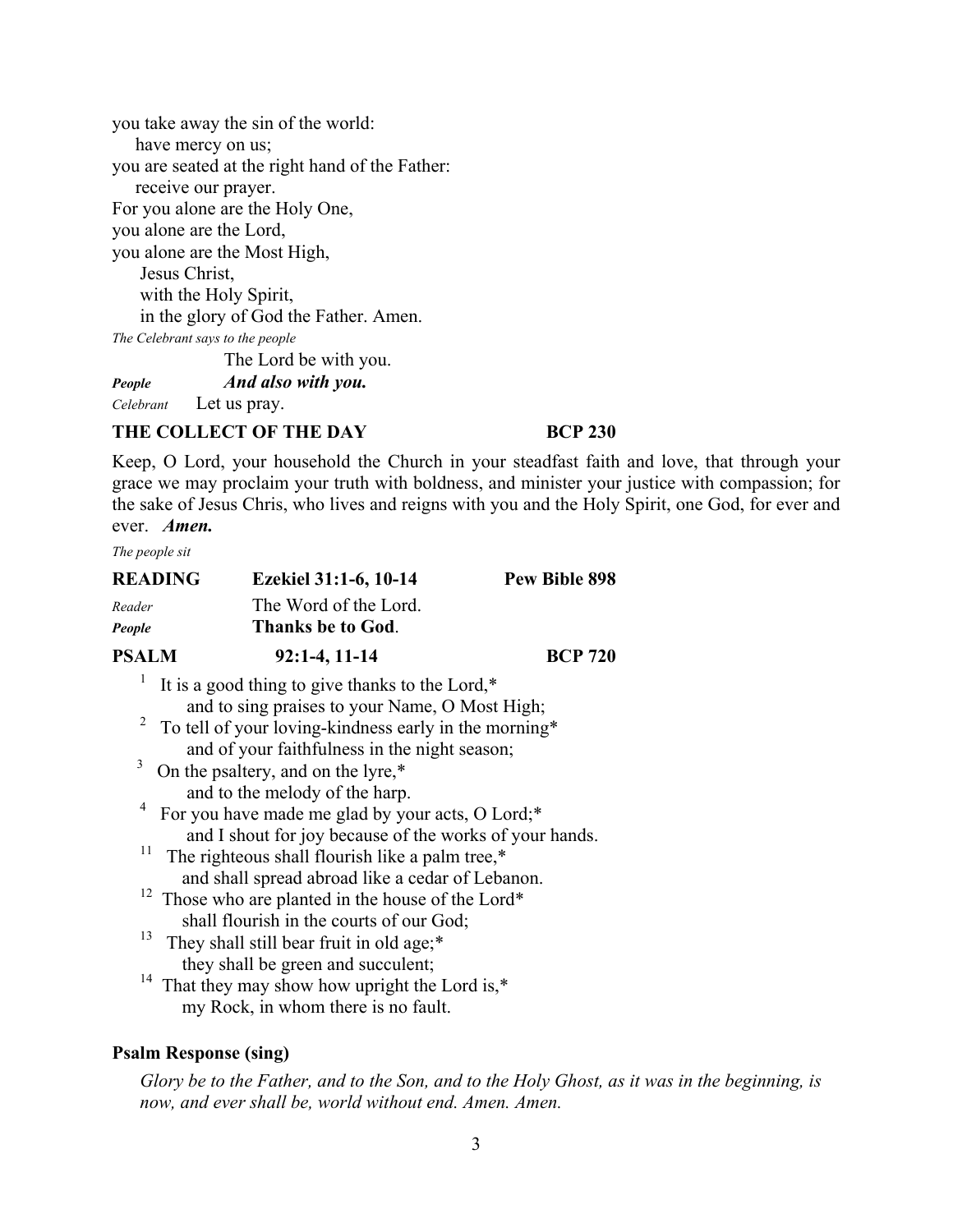you take away the sin of the world:
    have mercy on us;
you are seated at the right hand of the Father:
    receive our prayer.
For you alone are the Holy One,
you alone are the Lord,
you alone are the Most High,
    Jesus Christ,
    with the Holy Spirit,
    in the glory of God the Father. Amen.

*The Celebrant says to the people*

The Lord be with you.

*People* ***And also with you.***

*Celebrant* Let us pray.

**THE COLLECT OF THE DAY BCP 230**

Keep, O Lord, your household the Church in your steadfast faith and love, that through your grace we may proclaim your truth with boldness, and minister your justice with compassion; for the sake of Jesus Chris, who lives and reigns with you and the Holy Spirit, one God, for ever and ever. ***Amen.***

*The people sit*

**READING Ezekiel 31:1-6, 10-14 Pew Bible 898**

*Reader* The Word of the Lord.

***People*** **Thanks be to God**.

**PSALM 92:1-4, 11-14 BCP 720**

1 It is a good thing to give thanks to the Lord,*
    and to sing praises to your Name, O Most High;
2 To tell of your loving-kindness early in the morning*
    and of your faithfulness in the night season;
3 On the psaltery, and on the lyre,*
    and to the melody of the harp.
4 For you have made me glad by your acts, O Lord;*
    and I shout for joy because of the works of your hands.
11 The righteous shall flourish like a palm tree,*
    and shall spread abroad like a cedar of Lebanon.
12 Those who are planted in the house of the Lord*
    shall flourish in the courts of our God;
13 They shall still bear fruit in old age;*
    they shall be green and succulent;
14 That they may show how upright the Lord is,*
    my Rock, in whom there is no fault.

**Psalm Response (sing)**

*Glory be to the Father, and to the Son, and to the Holy Ghost, as it was in the beginning, is now, and ever shall be, world without end. Amen. Amen.*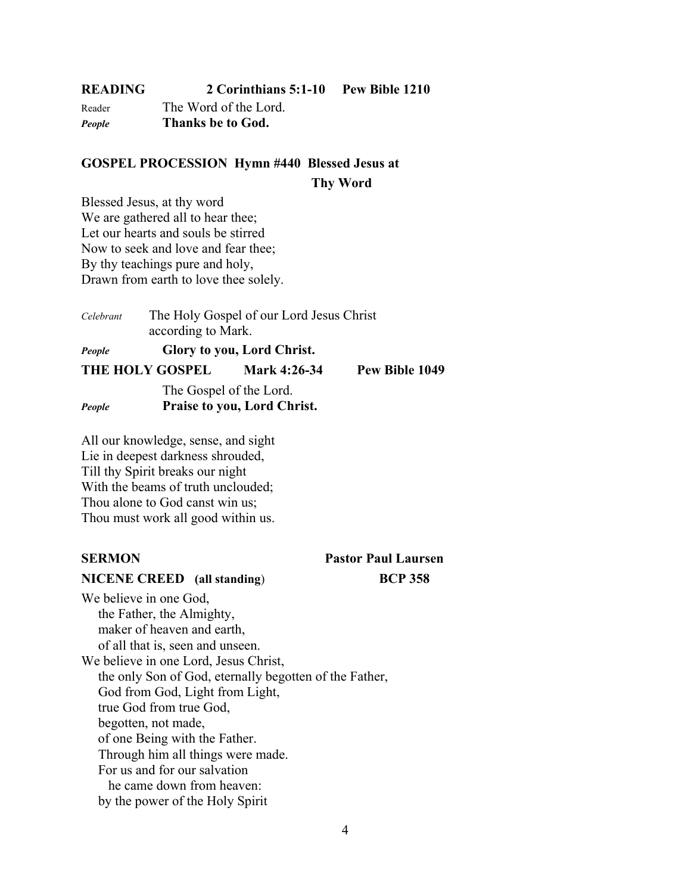**READING 2 Corinthians 5:1-10 Pew Bible 1210**

Reader The Word of the Lord.
***People*** **Thanks be to God.**

**GOSPEL PROCESSION Hymn #440 Blessed Jesus at Thy Word**

Blessed Jesus, at thy word
We are gathered all to hear thee;
Let our hearts and souls be stirred
Now to seek and love and fear thee;
By thy teachings pure and holy,
Drawn from earth to love thee solely.

*Celebrant* The Holy Gospel of our Lord Jesus Christ according to Mark.
***People*** **Glory to you, Lord Christ.**

**THE HOLY GOSPEL Mark 4:26-34 Pew Bible 1049**

The Gospel of the Lord.
***People*** **Praise to you, Lord Christ.**

All our knowledge, sense, and sight
Lie in deepest darkness shrouded,
Till thy Spirit breaks our night
With the beams of truth unclouded;
Thou alone to God canst win us;
Thou must work all good within us.

**SERMON Pastor Paul Laursen**

**NICENE CREED (all standing) BCP 358**

We believe in one God,
the Father, the Almighty,
maker of heaven and earth,
of all that is, seen and unseen.
We believe in one Lord, Jesus Christ,
the only Son of God, eternally begotten of the Father,
God from God, Light from Light,
true God from true God,
begotten, not made,
of one Being with the Father.
Through him all things were made.
For us and for our salvation
he came down from heaven:
by the power of the Holy Spirit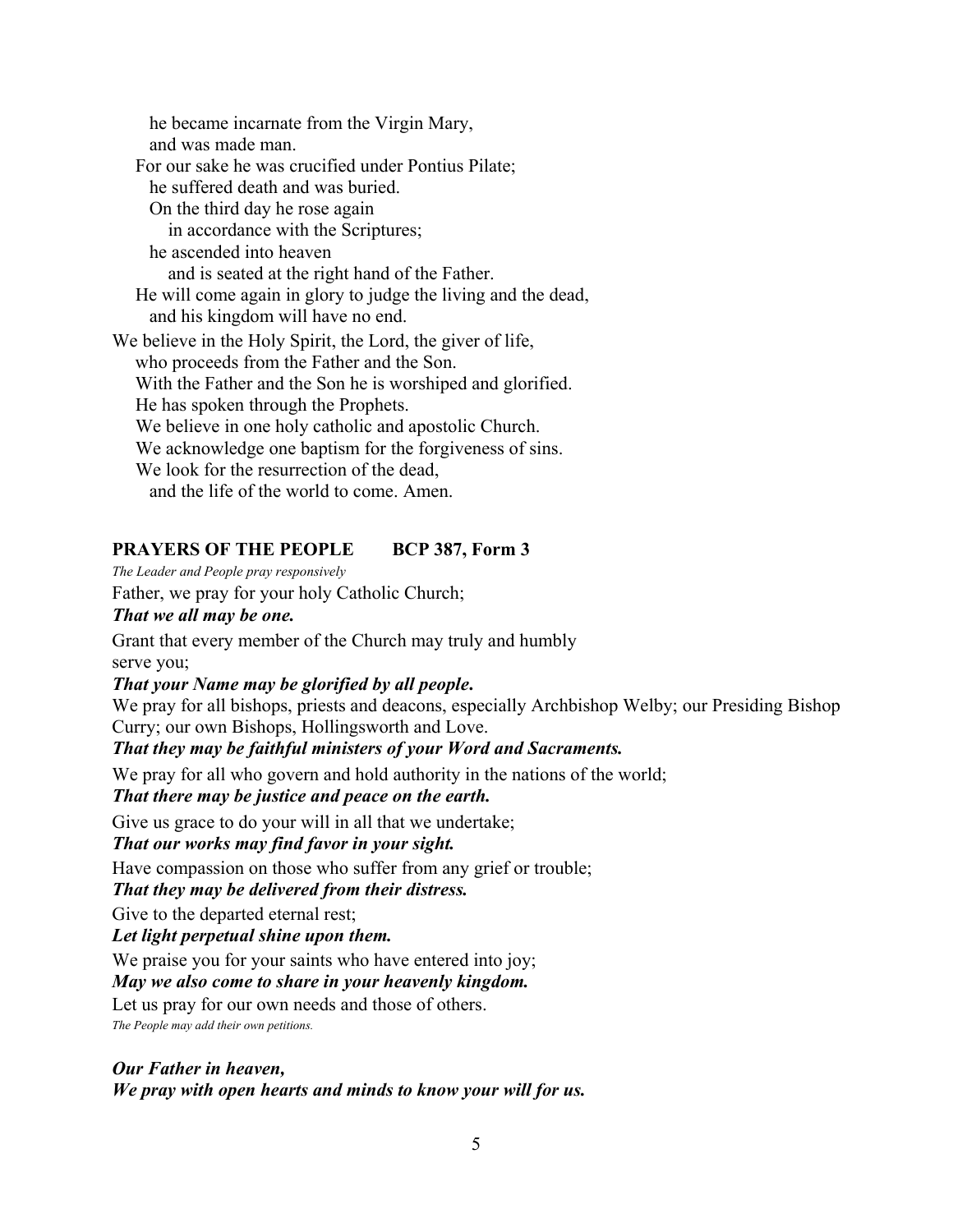he became incarnate from the Virgin Mary,
and was made man.
For our sake he was crucified under Pontius Pilate;
he suffered death and was buried.
On the third day he rose again
in accordance with the Scriptures;
he ascended into heaven
and is seated at the right hand of the Father.
He will come again in glory to judge the living and the dead,
and his kingdom will have no end.

We believe in the Holy Spirit, the Lord, the giver of life,
who proceeds from the Father and the Son.
With the Father and the Son he is worshiped and glorified.
He has spoken through the Prophets.
We believe in one holy catholic and apostolic Church.
We acknowledge one baptism for the forgiveness of sins.
We look for the resurrection of the dead,
and the life of the world to come. Amen.

## PRAYERS OF THE PEOPLE BCP 387, Form 3

*The Leader and People pray responsively*

Father, we pray for your holy Catholic Church;
***That we all may be one.***

Grant that every member of the Church may truly and humbly serve you;
***That your Name may be glorified by all people.***

We pray for all bishops, priests and deacons, especially Archbishop Welby; our Presiding Bishop Curry; our own Bishops, Hollingsworth and Love.
***That they may be faithful ministers of your Word and Sacraments.***

We pray for all who govern and hold authority in the nations of the world;
***That there may be justice and peace on the earth.***

Give us grace to do your will in all that we undertake;
***That our works may find favor in your sight.***

Have compassion on those who suffer from any grief or trouble;
***That they may be delivered from their distress.***

Give to the departed eternal rest;
***Let light perpetual shine upon them.***

We praise you for your saints who have entered into joy;
***May we also come to share in your heavenly kingdom.***

Let us pray for our own needs and those of others.
*The People may add their own petitions.*

***Our Father in heaven,***
***We pray with open hearts and minds to know your will for us.***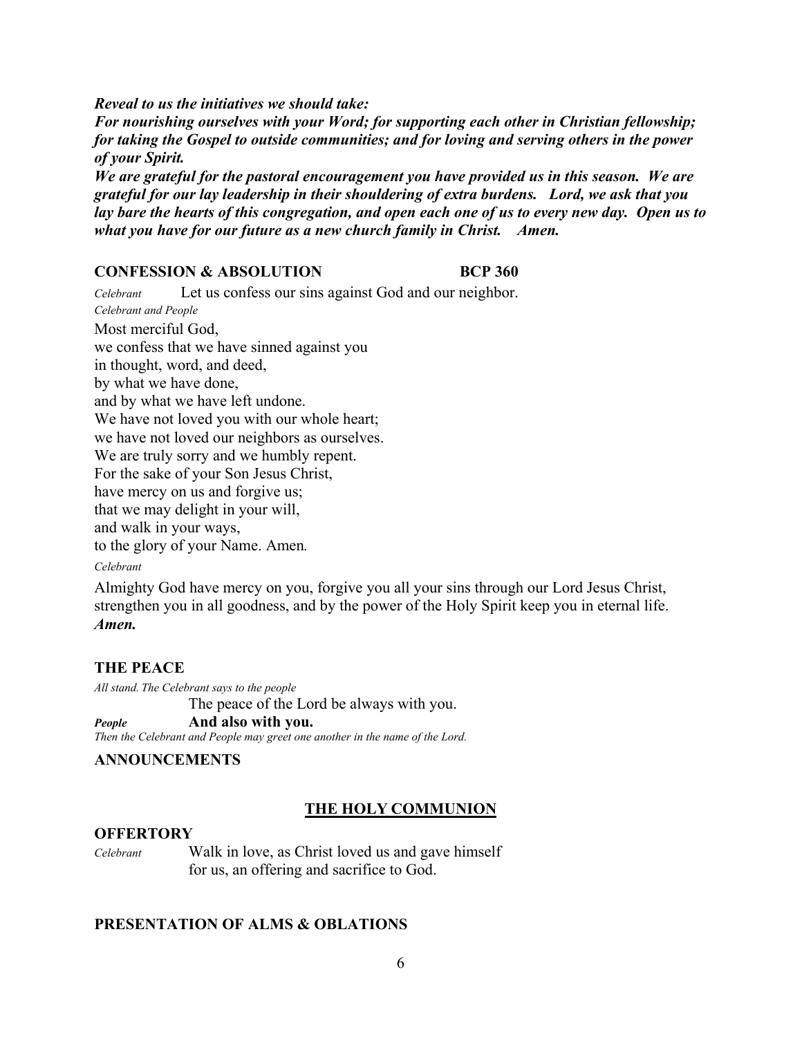***Reveal to us the initiatives we should take:***
***For nourishing ourselves with your Word; for supporting each other in Christian fellowship; for taking the Gospel to outside communities; and for loving and serving others in the power of your Spirit.***
***We are grateful for the pastoral encouragement you have provided us in this season. We are grateful for our lay leadership in their shouldering of extra burdens. Lord, we ask that you lay bare the hearts of this congregation, and open each one of us to every new day. Open us to what you have for our future as a new church family in Christ. Amen.***

## CONFESSION & ABSOLUTION BCP 360

*Celebrant* Let us confess our sins against God and our neighbor.

*Celebrant and People*

Most merciful God,
we confess that we have sinned against you
in thought, word, and deed,
by what we have done,
and by what we have left undone.
We have not loved you with our whole heart;
we have not loved our neighbors as ourselves.
We are truly sorry and we humbly repent.
For the sake of your Son Jesus Christ,
have mercy on us and forgive us;
that we may delight in your will,
and walk in your ways,
to the glory of your Name. Amen*.*

*Celebrant*

Almighty God have mercy on you, forgive you all your sins through our Lord Jesus Christ, strengthen you in all goodness, and by the power of the Holy Spirit keep you in eternal life.
***Amen.***

## THE PEACE

*All stand. The Celebrant says to the people*

The peace of the Lord be always with you.

***People*** **And also with you.**

*Then the Celebrant and People may greet one another in the name of the Lord.*

## ANNOUNCEMENTS

## THE HOLY COMMUNION

## OFFERTORY

*Celebrant* Walk in love, as Christ loved us and gave himself for us, an offering and sacrifice to God.

## PRESENTATION OF ALMS & OBLATIONS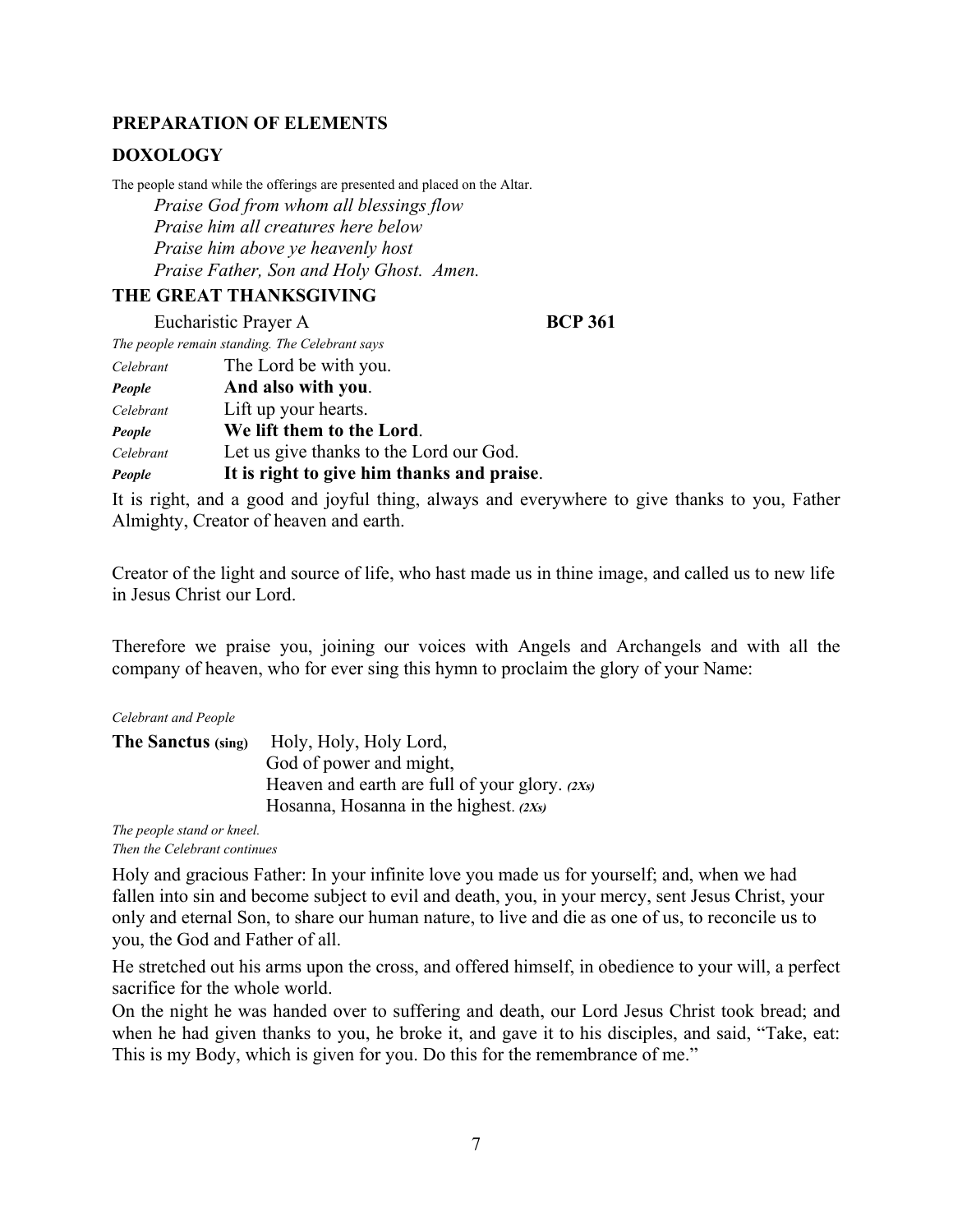## PREPARATION OF ELEMENTS

## DOXOLOGY

The people stand while the offerings are presented and placed on the Altar.

*Praise God from whom all blessings flow*
*Praise him all creatures here below*
*Praise him above ye heavenly host*
*Praise Father, Son and Holy Ghost. Amen.*

## THE GREAT THANKSGIVING

Eucharistic Prayer A **BCP 361**

*The people remain standing. The Celebrant says*

*Celebrant* The Lord be with you.
***People*** **And also with you**.
*Celebrant* Lift up your hearts.
***People*** **We lift them to the Lord**.
*Celebrant* Let us give thanks to the Lord our God.
***People*** **It is right to give him thanks and praise**.

It is right, and a good and joyful thing, always and everywhere to give thanks to you, Father Almighty, Creator of heaven and earth.

Creator of the light and source of life, who hast made us in thine image, and called us to new life in Jesus Christ our Lord.

Therefore we praise you, joining our voices with Angels and Archangels and with all the company of heaven, who for ever sing this hymn to proclaim the glory of your Name:

*Celebrant and People*

**The Sanctus (sing)** Holy, Holy, Holy Lord,
God of power and might,
Heaven and earth are full of your glory. ***(2Xs)***
Hosanna, Hosanna in the highest. ***(2Xs)***

*The people stand or kneel.*
*Then the Celebrant continues*

Holy and gracious Father: In your infinite love you made us for yourself; and, when we had fallen into sin and become subject to evil and death, you, in your mercy, sent Jesus Christ, your only and eternal Son, to share our human nature, to live and die as one of us, to reconcile us to you, the God and Father of all.

He stretched out his arms upon the cross, and offered himself, in obedience to your will, a perfect sacrifice for the whole world.

On the night he was handed over to suffering and death, our Lord Jesus Christ took bread; and when he had given thanks to you, he broke it, and gave it to his disciples, and said, "Take, eat: This is my Body, which is given for you. Do this for the remembrance of me."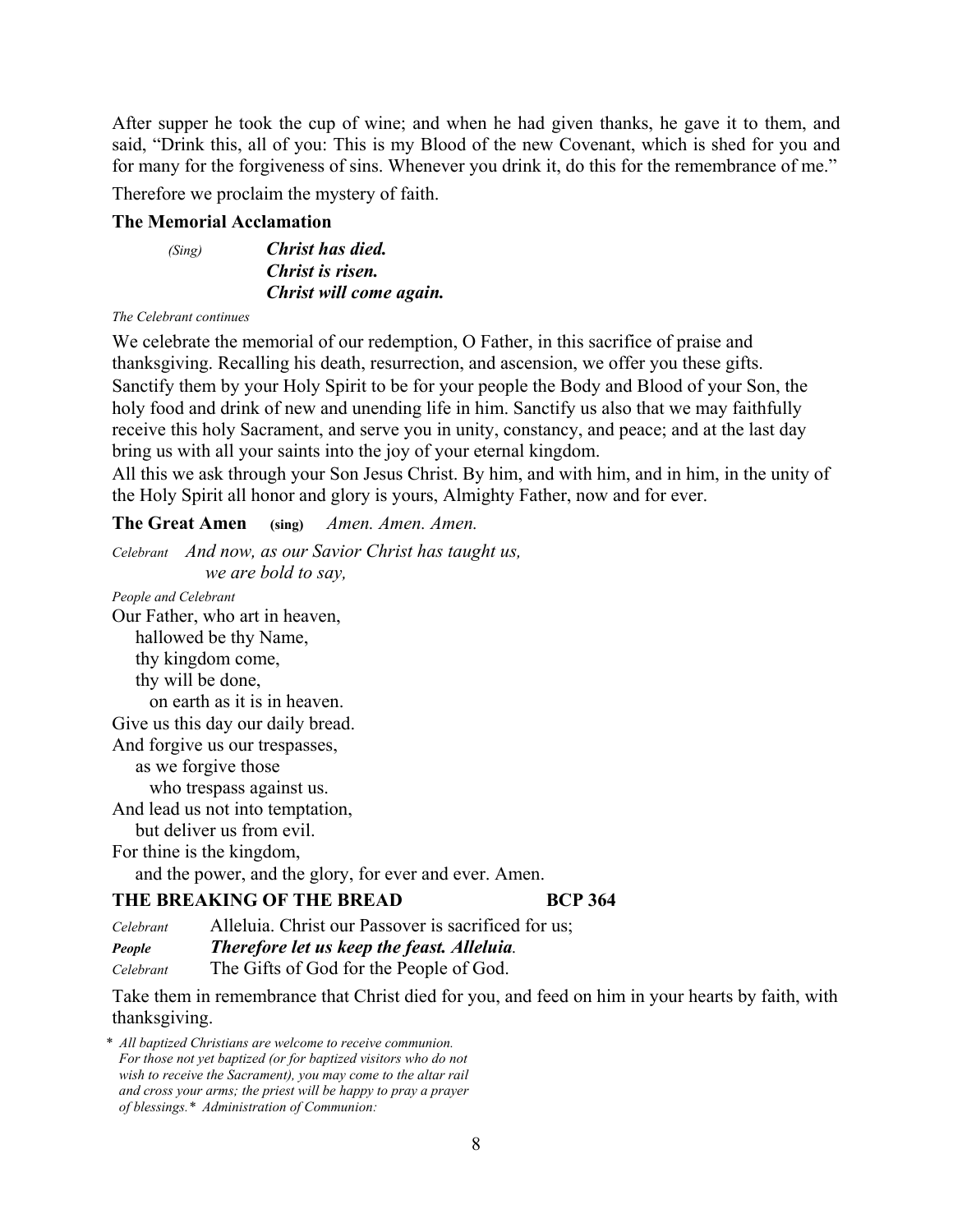After supper he took the cup of wine; and when he had given thanks, he gave it to them, and said, “Drink this, all of you: This is my Blood of the new Covenant, which is shed for you and for many for the forgiveness of sins. Whenever you drink it, do this for the remembrance of me.”

Therefore we proclaim the mystery of faith.

**The Memorial Acclamation**

*(Sing)* ***Christ has died.***
***Christ is risen.***
***Christ will come again.***

*The Celebrant continues*

We celebrate the memorial of our redemption, O Father, in this sacrifice of praise and thanksgiving. Recalling his death, resurrection, and ascension, we offer you these gifts. Sanctify them by your Holy Spirit to be for your people the Body and Blood of your Son, the holy food and drink of new and unending life in him. Sanctify us also that we may faithfully receive this holy Sacrament, and serve you in unity, constancy, and peace; and at the last day bring us with all your saints into the joy of your eternal kingdom.

All this we ask through your Son Jesus Christ. By him, and with him, and in him, in the unity of the Holy Spirit all honor and glory is yours, Almighty Father, now and for ever.

**The Great Amen** **(sing)** *Amen. Amen. Amen.*

*Celebrant* *And now, as our Savior Christ has taught us,*
*we are bold to say,*

*People and Celebrant*

Our Father, who art in heaven,
hallowed be thy Name,
thy kingdom come,
thy will be done,
on earth as it is in heaven.
Give us this day our daily bread.
And forgive us our trespasses,
as we forgive those
who trespass against us.
And lead us not into temptation,
but deliver us from evil.
For thine is the kingdom,
and the power, and the glory, for ever and ever. Amen.

**THE BREAKING OF THE BREAD** **BCP 364**

*Celebrant* Alleluia. Christ our Passover is sacrificed for us;
***People*** ***Therefore let us keep the feast. Alleluia.***
*Celebrant* The Gifts of God for the People of God.

Take them in remembrance that Christ died for you, and feed on him in your hearts by faith, with thanksgiving.

\* *All baptized Christians are welcome to receive communion. For those not yet baptized (or for baptized visitors who do not wish to receive the Sacrament), you may come to the altar rail and cross your arms; the priest will be happy to pray a prayer of blessings.\* Administration of Communion:*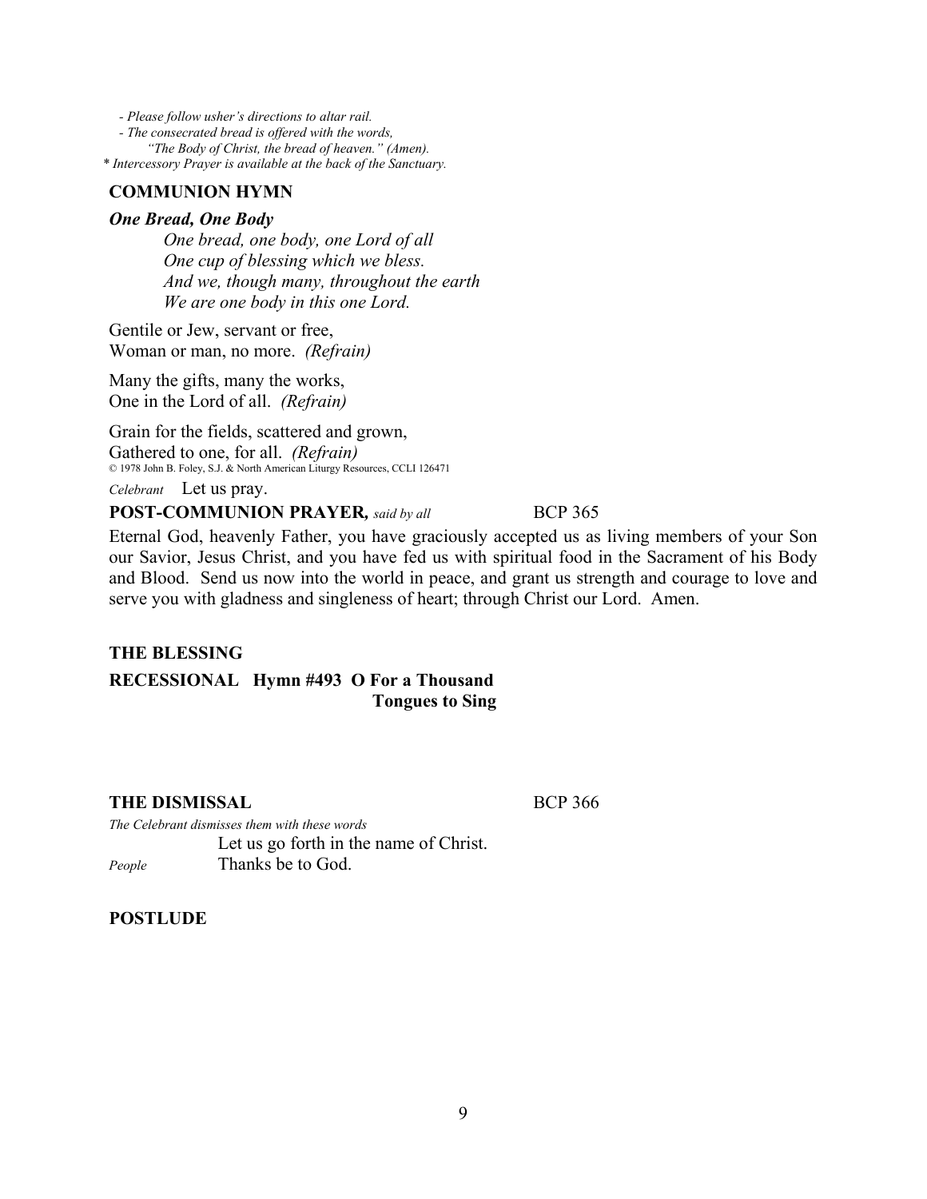*- Please follow usher's directions to altar rail.*
*- The consecrated bread is offered with the words,*
*"The Body of Christ, the bread of heaven." (Amen).*
*\* Intercessory Prayer is available at the back of the Sanctuary.*

**COMMUNION HYMN**

***One Bread, One Body***

*One bread, one body, one Lord of all*
*One cup of blessing which we bless.*
*And we, though many, throughout the earth*
*We are one body in this one Lord.*

Gentile or Jew, servant or free,
Woman or man, no more. *(Refrain)*

Many the gifts, many the works,
One in the Lord of all. *(Refrain)*

Grain for the fields, scattered and grown,
Gathered to one, for all. *(Refrain)*
© 1978 John B. Foley, S.J. & North American Liturgy Resources, CCLI 126471

*Celebrant* Let us pray.

**POST-COMMUNION PRAYER,** *said by all* BCP 365

Eternal God, heavenly Father, you have graciously accepted us as living members of your Son our Savior, Jesus Christ, and you have fed us with spiritual food in the Sacrament of his Body and Blood. Send us now into the world in peace, and grant us strength and courage to love and serve you with gladness and singleness of heart; through Christ our Lord. Amen.

**THE BLESSING**

**RECESSIONAL Hymn #493 O For a Thousand Tongues to Sing**

**THE DISMISSAL** BCP 366

*The Celebrant dismisses them with these words*

Let us go forth in the name of Christ.

*People* Thanks be to God.

**POSTLUDE**